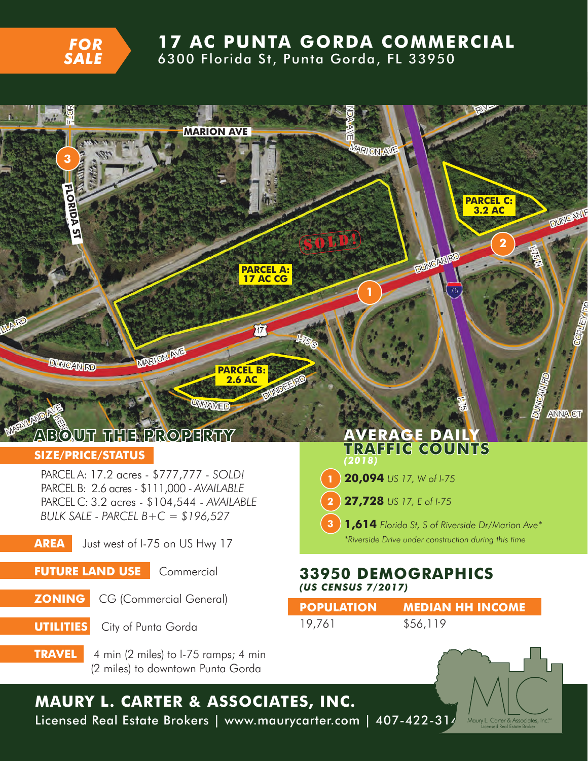**FOR SALE**

# 17 AC PUNTA GORDA COMMERCIAL

6300 Florida St, Punta Gorda, FL 33950

## ABOUT THE PROPERTY

**SIZE/PRICE/STATUS**

PARCEL A: 17.2 acres - $777,777 - *SOLD!*
PARCEL B: 2.6 acres - $111,000 - *AVAILABLE*
PARCEL C: 3.2 acres - $104,544 - *AVAILABLE*
*BULK SALE - PARCEL B+C = $196,527*

**AREA** Just west of I-75 on US Hwy 17

**FUTURE LAND USE** Commercial

**ZONING** CG (Commercial General)

**UTILITIES** City of Punta Gorda

**TRAVEL** 4 min (2 miles) to I-75 ramps; 4 min (2 miles) to downtown Punta Gorda

## AVERAGE DAILY TRAFFIC COUNTS

***(2018)***

1. **20,094** *US 17, W of I-75*
2. **27,728** *US 17, E of I-75*
3. **1,614** *Florida St, S of Riverside Dr/Marion Ave**

*\*Riverside Drive under construction during this time*

## 33950 DEMOGRAPHICS

***(US CENSUS 7/2017)***

| POPULATION | MEDIAN HH INCOME |
|---|---|
| 19,761 | $56,119 |

**MAURY L. CARTER & ASSOCIATES, INC.**

Licensed Real Estate Brokers | www.maurycarter.com | 407-422-314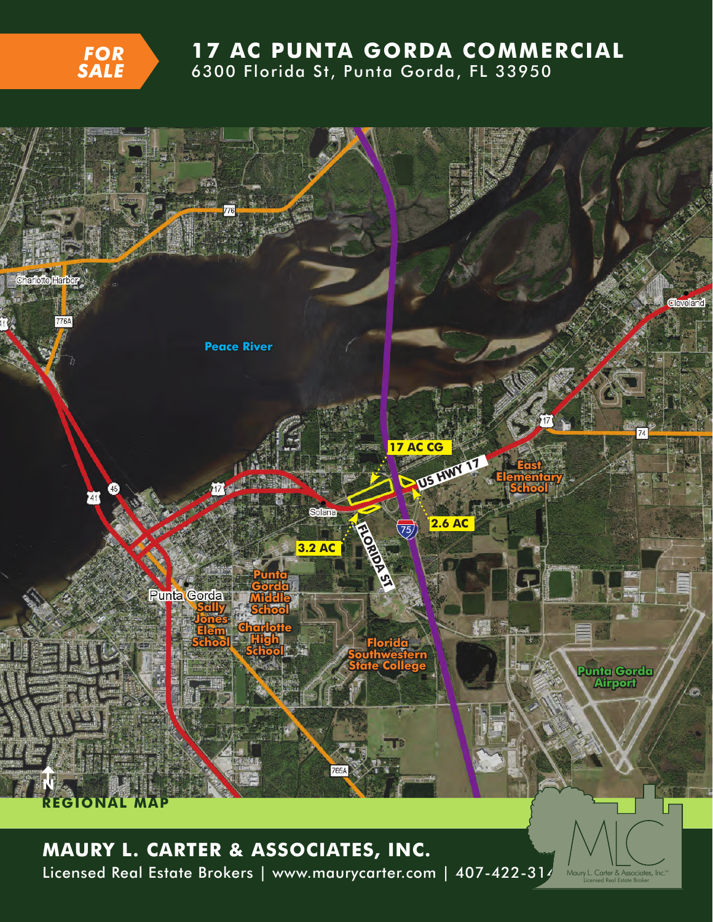FOR SALE

# 17 AC PUNTA GORDA COMMERCIAL

6300 Florida St, Punta Gorda, FL 33950

Charlotte Harbor
776
776A
Peace River
Cleveland
17
74
17 AC CG
US HWY 17
East Elementary School
2.6 AC
75
Solana
FLORIDA ST
3.2 AC
41
45
17
Punta Gorda
Punta Gorda Middle School
Sally Jones Elem School
Charlotte High School
Florida Southwestern State College
Punta Gorda Airport
765A
N

REGIONAL MAP

**MAURY L. CARTER & ASSOCIATES, INC.**

Licensed Real Estate Brokers | www.maurycarter.com | 407-422-314

MLC
Maury L. Carter & Associates, Inc.
Licensed Real Estate Broker